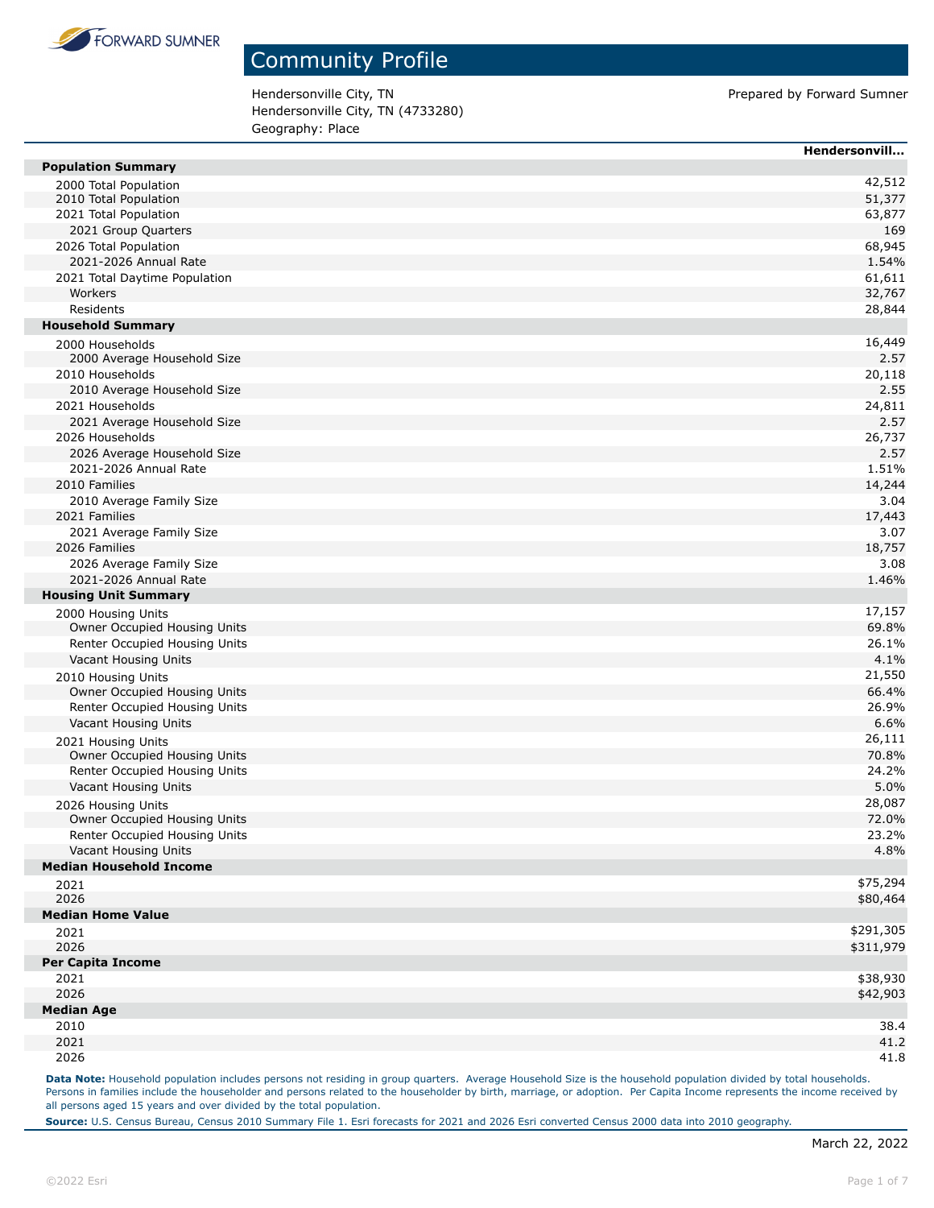FORWARD SUMNER

# Community Profile

Hendersonville City, TN
Hendersonville City, TN (4733280)
Geography: Place

Prepared by Forward Sumner

| | Hendersonvill... |
|---|---|
| **Population Summary** | |
| 2000 Total Population | 42,512 |
| 2010 Total Population | 51,377 |
| 2021 Total Population | 63,877 |
| 2021 Group Quarters | 169 |
| 2026 Total Population | 68,945 |
| 2021-2026 Annual Rate | 1.54% |
| 2021 Total Daytime Population | 61,611 |
| Workers | 32,767 |
| Residents | 28,844 |
| **Household Summary** | |
| 2000 Households | 16,449 |
| 2000 Average Household Size | 2.57 |
| 2010 Households | 20,118 |
| 2010 Average Household Size | 2.55 |
| 2021 Households | 24,811 |
| 2021 Average Household Size | 2.57 |
| 2026 Households | 26,737 |
| 2026 Average Household Size | 2.57 |
| 2021-2026 Annual Rate | 1.51% |
| 2010 Families | 14,244 |
| 2010 Average Family Size | 3.04 |
| 2021 Families | 17,443 |
| 2021 Average Family Size | 3.07 |
| 2026 Families | 18,757 |
| 2026 Average Family Size | 3.08 |
| 2021-2026 Annual Rate | 1.46% |
| **Housing Unit Summary** | |
| 2000 Housing Units | 17,157 |
| Owner Occupied Housing Units | 69.8% |
| Renter Occupied Housing Units | 26.1% |
| Vacant Housing Units | 4.1% |
| 2010 Housing Units | 21,550 |
| Owner Occupied Housing Units | 66.4% |
| Renter Occupied Housing Units | 26.9% |
| Vacant Housing Units | 6.6% |
| 2021 Housing Units | 26,111 |
| Owner Occupied Housing Units | 70.8% |
| Renter Occupied Housing Units | 24.2% |
| Vacant Housing Units | 5.0% |
| 2026 Housing Units | 28,087 |
| Owner Occupied Housing Units | 72.0% |
| Renter Occupied Housing Units | 23.2% |
| Vacant Housing Units | 4.8% |
| **Median Household Income** | |
| 2021 | $75,294 |
| 2026 | $80,464 |
| **Median Home Value** | |
| 2021 | $291,305 |
| 2026 | $311,979 |
| **Per Capita Income** | |
| 2021 | $38,930 |
| 2026 | $42,903 |
| **Median Age** | |
| 2010 | 38.4 |
| 2021 | 41.2 |
| 2026 | 41.8 |

**Data Note:** Household population includes persons not residing in group quarters. Average Household Size is the household population divided by total households. Persons in families include the householder and persons related to the householder by birth, marriage, or adoption. Per Capita Income represents the income received by all persons aged 15 years and over divided by the total population.

**Source:** U.S. Census Bureau, Census 2010 Summary File 1. Esri forecasts for 2021 and 2026 Esri converted Census 2000 data into 2010 geography.

March 22, 2022

©2022 Esri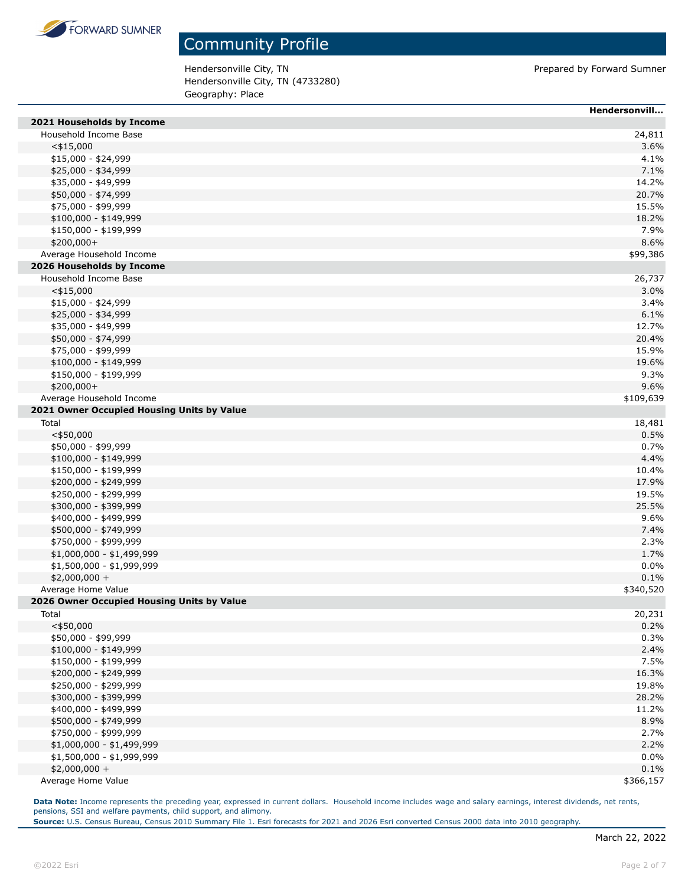# Community Profile

Hendersonville City, TN
Hendersonville City, TN (4733280)
Geography: Place

Prepared by Forward Sumner

| | Hendersonvill... |
|---|---|
| **2021 Households by Income** | |
| Household Income Base | 24,811 |
| <$15,000 | 3.6% |
| $15,000 - $24,999 | 4.1% |
| $25,000 - $34,999 | 7.1% |
| $35,000 - $49,999 | 14.2% |
| $50,000 - $74,999 | 20.7% |
| $75,000 - $99,999 | 15.5% |
| $100,000 - $149,999 | 18.2% |
| $150,000 - $199,999 | 7.9% |
| $200,000+ | 8.6% |
| Average Household Income | $99,386 |
| **2026 Households by Income** | |
| Household Income Base | 26,737 |
| <$15,000 | 3.0% |
| $15,000 - $24,999 | 3.4% |
| $25,000 - $34,999 | 6.1% |
| $35,000 - $49,999 | 12.7% |
| $50,000 - $74,999 | 20.4% |
| $75,000 - $99,999 | 15.9% |
| $100,000 - $149,999 | 19.6% |
| $150,000 - $199,999 | 9.3% |
| $200,000+ | 9.6% |
| Average Household Income | $109,639 |
| **2021 Owner Occupied Housing Units by Value** | |
| Total | 18,481 |
| <$50,000 | 0.5% |
| $50,000 - $99,999 | 0.7% |
| $100,000 - $149,999 | 4.4% |
| $150,000 - $199,999 | 10.4% |
| $200,000 - $249,999 | 17.9% |
| $250,000 - $299,999 | 19.5% |
| $300,000 - $399,999 | 25.5% |
| $400,000 - $499,999 | 9.6% |
| $500,000 - $749,999 | 7.4% |
| $750,000 - $999,999 | 2.3% |
| $1,000,000 - $1,499,999 | 1.7% |
| $1,500,000 - $1,999,999 | 0.0% |
| $2,000,000 + | 0.1% |
| Average Home Value | $340,520 |
| **2026 Owner Occupied Housing Units by Value** | |
| Total | 20,231 |
| <$50,000 | 0.2% |
| $50,000 - $99,999 | 0.3% |
| $100,000 - $149,999 | 2.4% |
| $150,000 - $199,999 | 7.5% |
| $200,000 - $249,999 | 16.3% |
| $250,000 - $299,999 | 19.8% |
| $300,000 - $399,999 | 28.2% |
| $400,000 - $499,999 | 11.2% |
| $500,000 - $749,999 | 8.9% |
| $750,000 - $999,999 | 2.7% |
| $1,000,000 - $1,499,999 | 2.2% |
| $1,500,000 - $1,999,999 | 0.0% |
| $2,000,000 + | 0.1% |
| Average Home Value | $366,157 |

**Data Note:** Income represents the preceding year, expressed in current dollars. Household income includes wage and salary earnings, interest dividends, net rents, pensions, SSI and welfare payments, child support, and alimony.
**Source:** U.S. Census Bureau, Census 2010 Summary File 1. Esri forecasts for 2021 and 2026 Esri converted Census 2000 data into 2010 geography.

March 22, 2022

©2022 Esri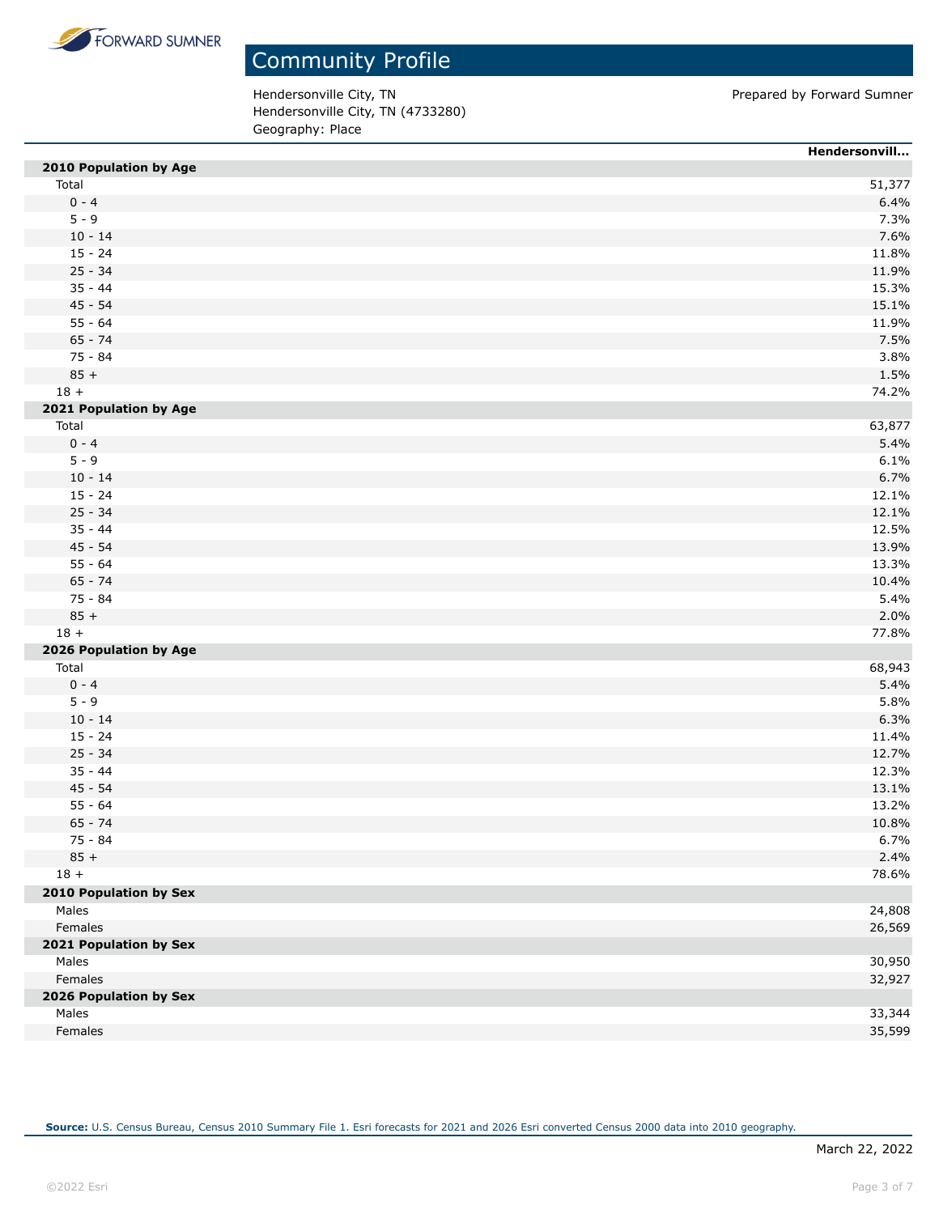# Community Profile

Hendersonville City, TN
Hendersonville City, TN (4733280)
Geography: Place

Prepared by Forward Sumner

| | Hendersonvill... |
|---|---|
| **2010 Population by Age** | |
| Total | 51,377 |
| 0 - 4 | 6.4% |
| 5 - 9 | 7.3% |
| 10 - 14 | 7.6% |
| 15 - 24 | 11.8% |
| 25 - 34 | 11.9% |
| 35 - 44 | 15.3% |
| 45 - 54 | 15.1% |
| 55 - 64 | 11.9% |
| 65 - 74 | 7.5% |
| 75 - 84 | 3.8% |
| 85 + | 1.5% |
| 18 + | 74.2% |
| **2021 Population by Age** | |
| Total | 63,877 |
| 0 - 4 | 5.4% |
| 5 - 9 | 6.1% |
| 10 - 14 | 6.7% |
| 15 - 24 | 12.1% |
| 25 - 34 | 12.1% |
| 35 - 44 | 12.5% |
| 45 - 54 | 13.9% |
| 55 - 64 | 13.3% |
| 65 - 74 | 10.4% |
| 75 - 84 | 5.4% |
| 85 + | 2.0% |
| 18 + | 77.8% |
| **2026 Population by Age** | |
| Total | 68,943 |
| 0 - 4 | 5.4% |
| 5 - 9 | 5.8% |
| 10 - 14 | 6.3% |
| 15 - 24 | 11.4% |
| 25 - 34 | 12.7% |
| 35 - 44 | 12.3% |
| 45 - 54 | 13.1% |
| 55 - 64 | 13.2% |
| 65 - 74 | 10.8% |
| 75 - 84 | 6.7% |
| 85 + | 2.4% |
| 18 + | 78.6% |
| **2010 Population by Sex** | |
| Males | 24,808 |
| Females | 26,569 |
| **2021 Population by Sex** | |
| Males | 30,950 |
| Females | 32,927 |
| **2026 Population by Sex** | |
| Males | 33,344 |
| Females | 35,599 |

**Source:** U.S. Census Bureau, Census 2010 Summary File 1. Esri forecasts for 2021 and 2026 Esri converted Census 2000 data into 2010 geography.

March 22, 2022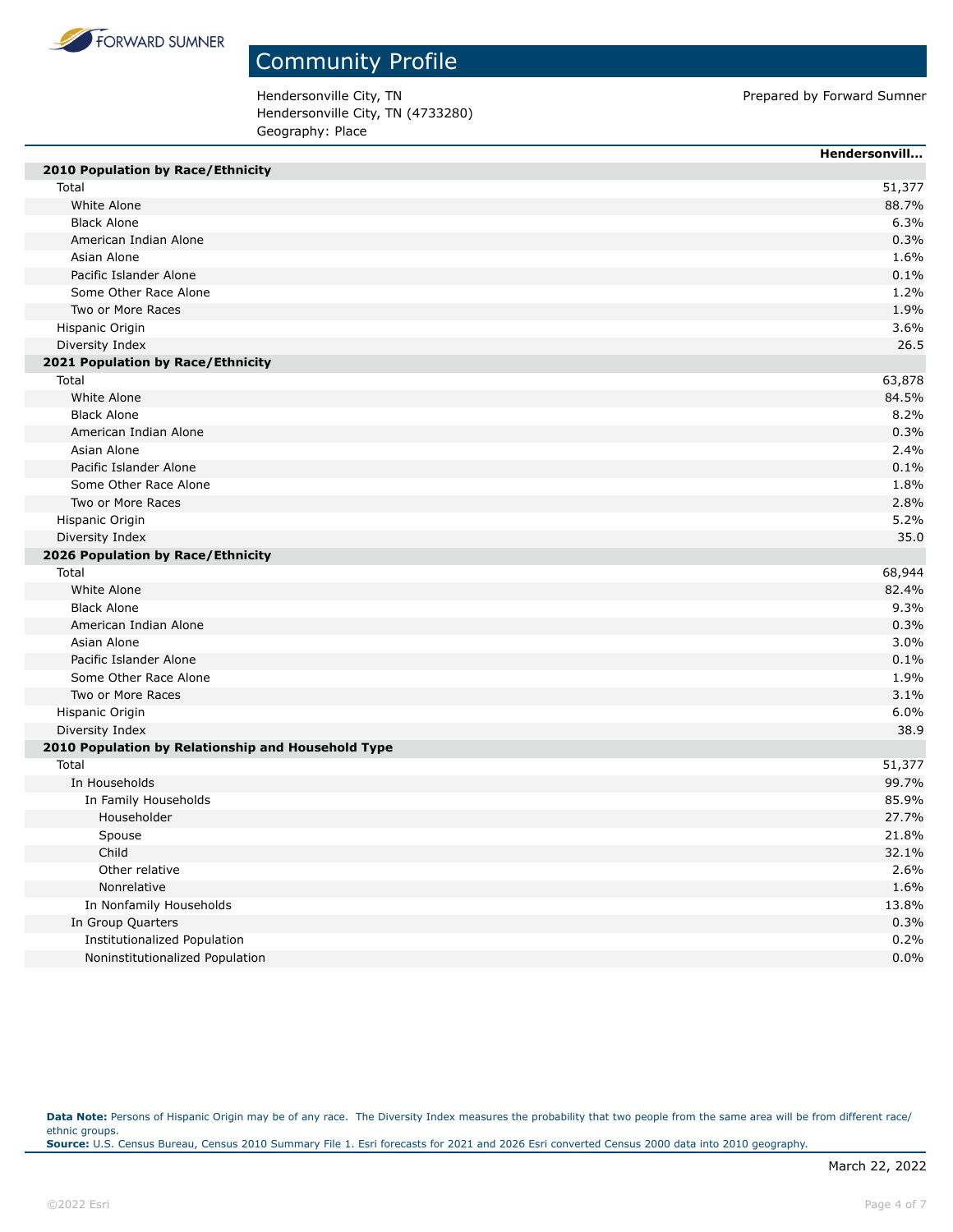# Community Profile

Hendersonville City, TN
Hendersonville City, TN (4733280)
Geography: Place

Prepared by Forward Sumner

| | Hendersonvill... |
|---|---|
| **2010 Population by Race/Ethnicity** | |
| Total | 51,377 |
| White Alone | 88.7% |
| Black Alone | 6.3% |
| American Indian Alone | 0.3% |
| Asian Alone | 1.6% |
| Pacific Islander Alone | 0.1% |
| Some Other Race Alone | 1.2% |
| Two or More Races | 1.9% |
| Hispanic Origin | 3.6% |
| Diversity Index | 26.5 |
| **2021 Population by Race/Ethnicity** | |
| Total | 63,878 |
| White Alone | 84.5% |
| Black Alone | 8.2% |
| American Indian Alone | 0.3% |
| Asian Alone | 2.4% |
| Pacific Islander Alone | 0.1% |
| Some Other Race Alone | 1.8% |
| Two or More Races | 2.8% |
| Hispanic Origin | 5.2% |
| Diversity Index | 35.0 |
| **2026 Population by Race/Ethnicity** | |
| Total | 68,944 |
| White Alone | 82.4% |
| Black Alone | 9.3% |
| American Indian Alone | 0.3% |
| Asian Alone | 3.0% |
| Pacific Islander Alone | 0.1% |
| Some Other Race Alone | 1.9% |
| Two or More Races | 3.1% |
| Hispanic Origin | 6.0% |
| Diversity Index | 38.9 |
| **2010 Population by Relationship and Household Type** | |
| Total | 51,377 |
| In Households | 99.7% |
| In Family Households | 85.9% |
| Householder | 27.7% |
| Spouse | 21.8% |
| Child | 32.1% |
| Other relative | 2.6% |
| Nonrelative | 1.6% |
| In Nonfamily Households | 13.8% |
| In Group Quarters | 0.3% |
| Institutionalized Population | 0.2% |
| Noninstitutionalized Population | 0.0% |

**Data Note:** Persons of Hispanic Origin may be of any race. The Diversity Index measures the probability that two people from the same area will be from different race/ethnic groups.
**Source:** U.S. Census Bureau, Census 2010 Summary File 1. Esri forecasts for 2021 and 2026 Esri converted Census 2000 data into 2010 geography.

March 22, 2022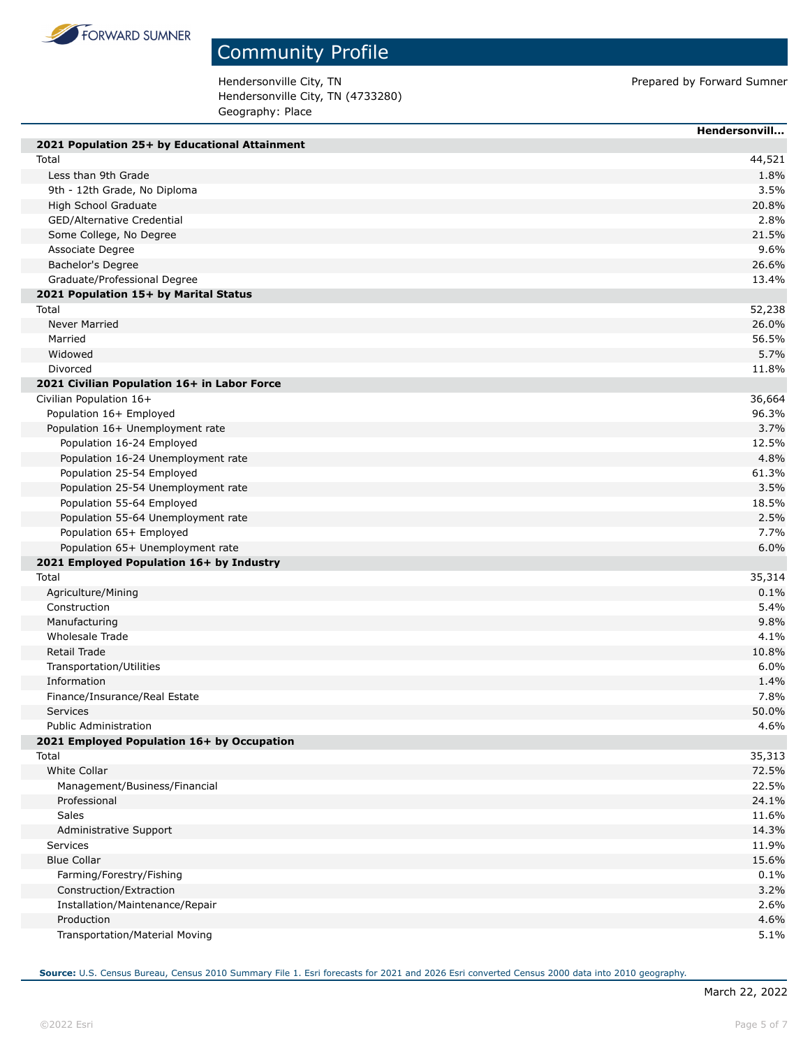# Community Profile

Hendersonville City, TN
Hendersonville City, TN (4733280)
Geography: Place

Prepared by Forward Sumner

| | Hendersonvill... |
|---|---|
| **2021 Population 25+ by Educational Attainment** | |
| Total | 44,521 |
| Less than 9th Grade | 1.8% |
| 9th - 12th Grade, No Diploma | 3.5% |
| High School Graduate | 20.8% |
| GED/Alternative Credential | 2.8% |
| Some College, No Degree | 21.5% |
| Associate Degree | 9.6% |
| Bachelor's Degree | 26.6% |
| Graduate/Professional Degree | 13.4% |
| **2021 Population 15+ by Marital Status** | |
| Total | 52,238 |
| Never Married | 26.0% |
| Married | 56.5% |
| Widowed | 5.7% |
| Divorced | 11.8% |
| **2021 Civilian Population 16+ in Labor Force** | |
| Civilian Population 16+ | 36,664 |
| Population 16+ Employed | 96.3% |
| Population 16+ Unemployment rate | 3.7% |
| Population 16-24 Employed | 12.5% |
| Population 16-24 Unemployment rate | 4.8% |
| Population 25-54 Employed | 61.3% |
| Population 25-54 Unemployment rate | 3.5% |
| Population 55-64 Employed | 18.5% |
| Population 55-64 Unemployment rate | 2.5% |
| Population 65+ Employed | 7.7% |
| Population 65+ Unemployment rate | 6.0% |
| **2021 Employed Population 16+ by Industry** | |
| Total | 35,314 |
| Agriculture/Mining | 0.1% |
| Construction | 5.4% |
| Manufacturing | 9.8% |
| Wholesale Trade | 4.1% |
| Retail Trade | 10.8% |
| Transportation/Utilities | 6.0% |
| Information | 1.4% |
| Finance/Insurance/Real Estate | 7.8% |
| Services | 50.0% |
| Public Administration | 4.6% |
| **2021 Employed Population 16+ by Occupation** | |
| Total | 35,313 |
| White Collar | 72.5% |
| Management/Business/Financial | 22.5% |
| Professional | 24.1% |
| Sales | 11.6% |
| Administrative Support | 14.3% |
| Services | 11.9% |
| Blue Collar | 15.6% |
| Farming/Forestry/Fishing | 0.1% |
| Construction/Extraction | 3.2% |
| Installation/Maintenance/Repair | 2.6% |
| Production | 4.6% |
| Transportation/Material Moving | 5.1% |

**Source:** U.S. Census Bureau, Census 2010 Summary File 1. Esri forecasts for 2021 and 2026 Esri converted Census 2000 data into 2010 geography.

March 22, 2022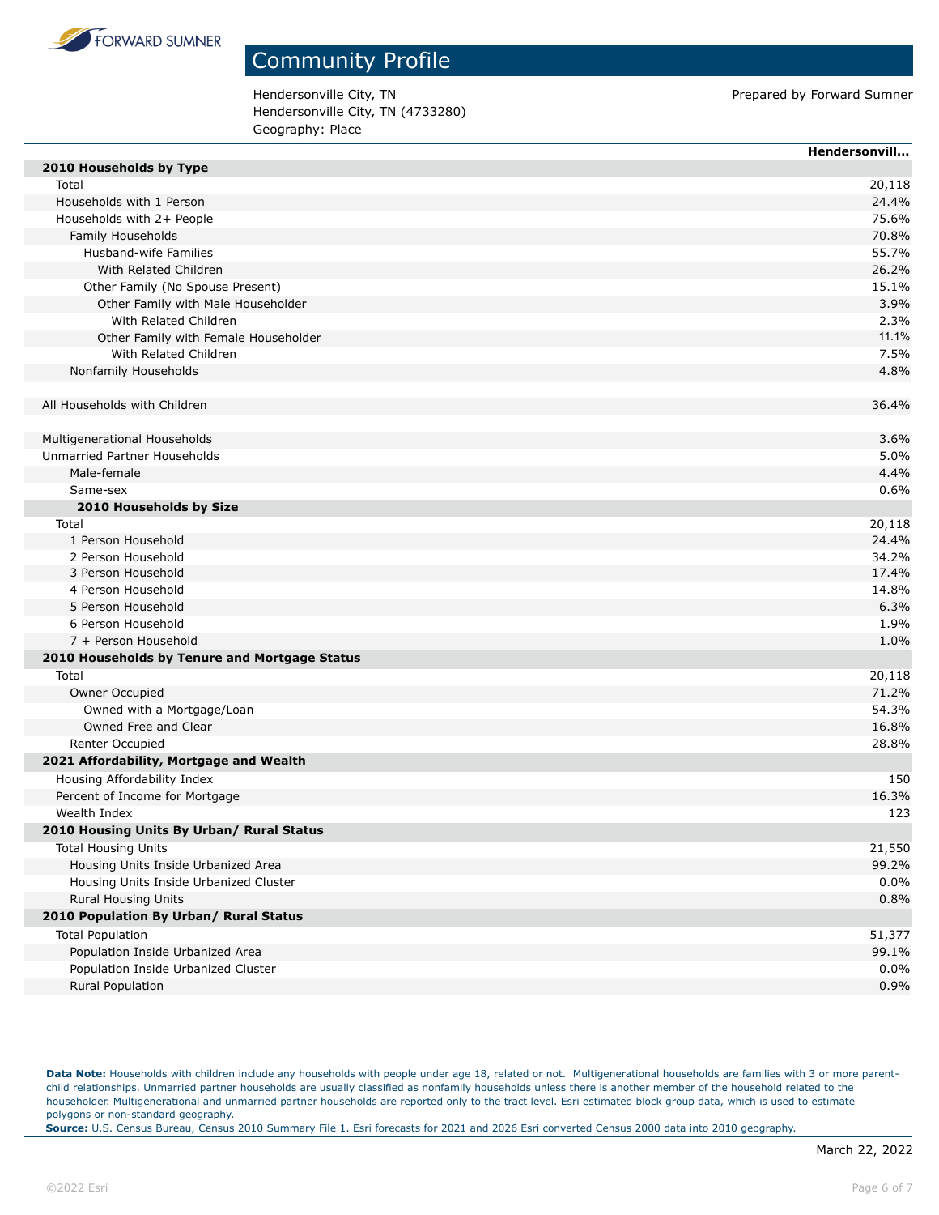# Community Profile

Hendersonville City, TN
Hendersonville City, TN (4733280)
Geography: Place

Prepared by Forward Sumner

| | Hendersonvill... |
|---|---|
| **2010 Households by Type** | |
| Total | 20,118 |
| Households with 1 Person | 24.4% |
| Households with 2+ People | 75.6% |
| Family Households | 70.8% |
| Husband-wife Families | 55.7% |
| With Related Children | 26.2% |
| Other Family (No Spouse Present) | 15.1% |
| Other Family with Male Householder | 3.9% |
| With Related Children | 2.3% |
| Other Family with Female Householder | 11.1% |
| With Related Children | 7.5% |
| Nonfamily Households | 4.8% |
| | |
| All Households with Children | 36.4% |
| | |
| Multigenerational Households | 3.6% |
| Unmarried Partner Households | 5.0% |
| Male-female | 4.4% |
| Same-sex | 0.6% |
| **2010 Households by Size** | |
| Total | 20,118 |
| 1 Person Household | 24.4% |
| 2 Person Household | 34.2% |
| 3 Person Household | 17.4% |
| 4 Person Household | 14.8% |
| 5 Person Household | 6.3% |
| 6 Person Household | 1.9% |
| 7 + Person Household | 1.0% |
| **2010 Households by Tenure and Mortgage Status** | |
| Total | 20,118 |
| Owner Occupied | 71.2% |
| Owned with a Mortgage/Loan | 54.3% |
| Owned Free and Clear | 16.8% |
| Renter Occupied | 28.8% |
| **2021 Affordability, Mortgage and Wealth** | |
| Housing Affordability Index | 150 |
| Percent of Income for Mortgage | 16.3% |
| Wealth Index | 123 |
| **2010 Housing Units By Urban/ Rural Status** | |
| Total Housing Units | 21,550 |
| Housing Units Inside Urbanized Area | 99.2% |
| Housing Units Inside Urbanized Cluster | 0.0% |
| Rural Housing Units | 0.8% |
| **2010 Population By Urban/ Rural Status** | |
| Total Population | 51,377 |
| Population Inside Urbanized Area | 99.1% |
| Population Inside Urbanized Cluster | 0.0% |
| Rural Population | 0.9% |

**Data Note:** Households with children include any households with people under age 18, related or not. Multigenerational households are families with 3 or more parent-child relationships. Unmarried partner households are usually classified as nonfamily households unless there is another member of the household related to the householder. Multigenerational and unmarried partner households are reported only to the tract level. Esri estimated block group data, which is used to estimate polygons or non-standard geography.
**Source:** U.S. Census Bureau, Census 2010 Summary File 1. Esri forecasts for 2021 and 2026 Esri converted Census 2000 data into 2010 geography.

March 22, 2022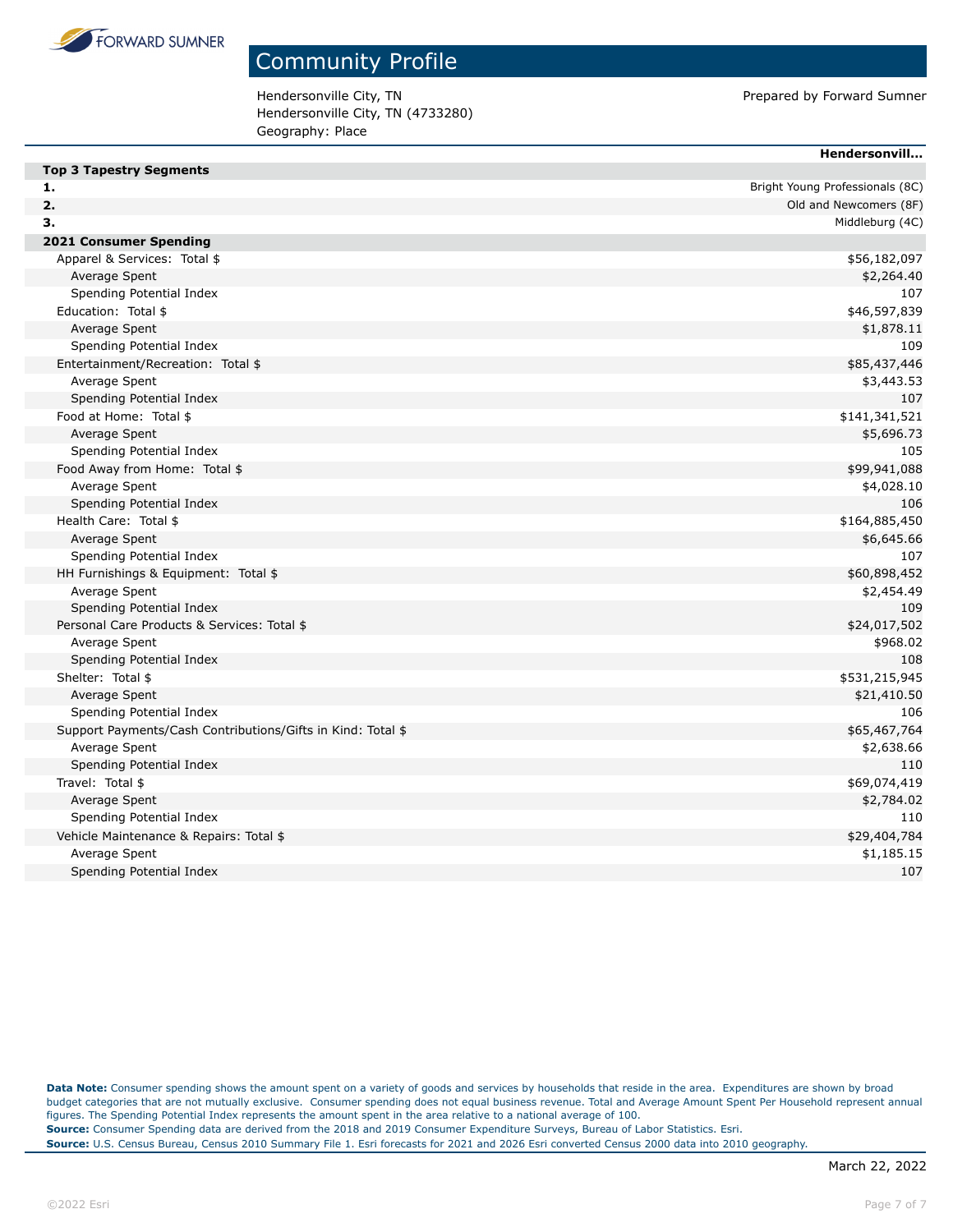# Community Profile

Hendersonville City, TN
Hendersonville City, TN (4733280)
Geography: Place

Prepared by Forward Sumner

| | Hendersonvill... |
|---|---|
| **Top 3 Tapestry Segments** | |
| **1.** | Bright Young Professionals (8C) |
| **2.** | Old and Newcomers (8F) |
| **3.** | Middleburg (4C) |
| **2021 Consumer Spending** | |
| Apparel & Services: Total $ | $56,182,097 |
| Average Spent | $2,264.40 |
| Spending Potential Index | 107 |
| Education: Total $ | $46,597,839 |
| Average Spent | $1,878.11 |
| Spending Potential Index | 109 |
| Entertainment/Recreation: Total $ | $85,437,446 |
| Average Spent | $3,443.53 |
| Spending Potential Index | 107 |
| Food at Home: Total $ | $141,341,521 |
| Average Spent | $5,696.73 |
| Spending Potential Index | 105 |
| Food Away from Home: Total $ | $99,941,088 |
| Average Spent | $4,028.10 |
| Spending Potential Index | 106 |
| Health Care: Total $ | $164,885,450 |
| Average Spent | $6,645.66 |
| Spending Potential Index | 107 |
| HH Furnishings & Equipment: Total $ | $60,898,452 |
| Average Spent | $2,454.49 |
| Spending Potential Index | 109 |
| Personal Care Products & Services: Total $ | $24,017,502 |
| Average Spent | $968.02 |
| Spending Potential Index | 108 |
| Shelter: Total $ | $531,215,945 |
| Average Spent | $21,410.50 |
| Spending Potential Index | 106 |
| Support Payments/Cash Contributions/Gifts in Kind: Total $ | $65,467,764 |
| Average Spent | $2,638.66 |
| Spending Potential Index | 110 |
| Travel: Total $ | $69,074,419 |
| Average Spent | $2,784.02 |
| Spending Potential Index | 110 |
| Vehicle Maintenance & Repairs: Total $ | $29,404,784 |
| Average Spent | $1,185.15 |
| Spending Potential Index | 107 |

**Data Note:** Consumer spending shows the amount spent on a variety of goods and services by households that reside in the area. Expenditures are shown by broad budget categories that are not mutually exclusive. Consumer spending does not equal business revenue. Total and Average Amount Spent Per Household represent annual figures. The Spending Potential Index represents the amount spent in the area relative to a national average of 100.
**Source:** Consumer Spending data are derived from the 2018 and 2019 Consumer Expenditure Surveys, Bureau of Labor Statistics. Esri.
**Source:** U.S. Census Bureau, Census 2010 Summary File 1. Esri forecasts for 2021 and 2026 Esri converted Census 2000 data into 2010 geography.

March 22, 2022